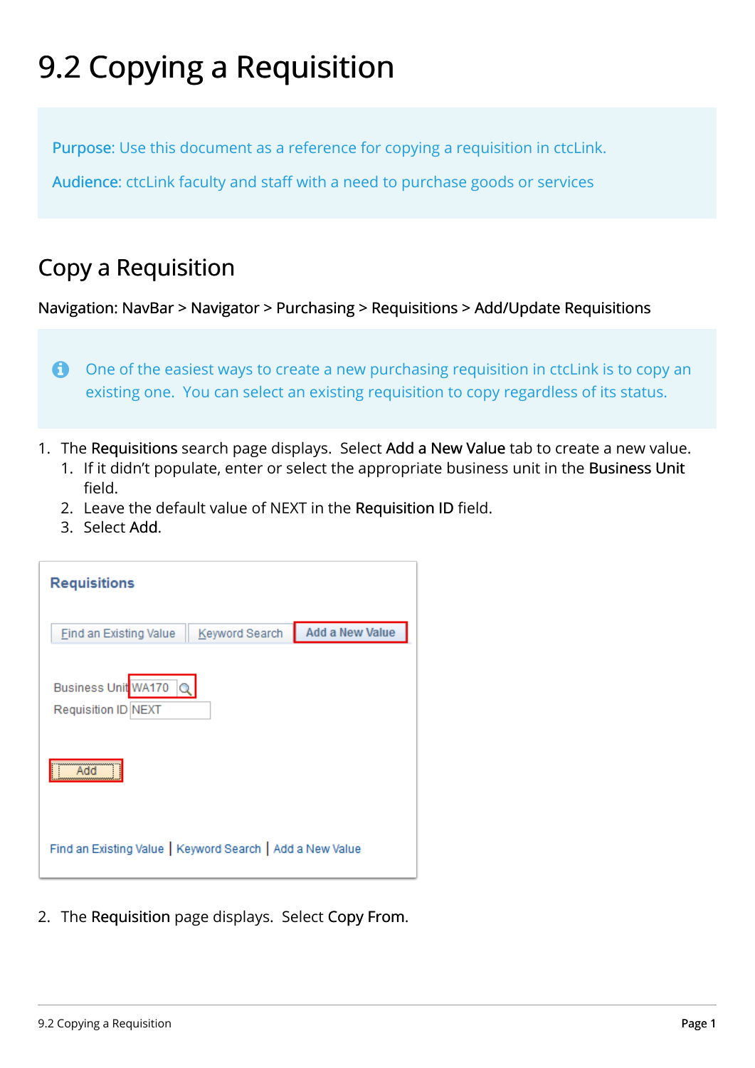# 9.2 Copying a Requisition

Purpose: Use this document as a reference for copying a requisition in ctcLink.

Audience: ctcLink faculty and staff with a need to purchase goods or services

## Copy a Requisition

Navigation: NavBar > Navigator > Purchasing > Requisitions > Add/Update Requisitions

One of the easiest ways to create a new purchasing requisition in ctcLink is to copy an existing one. You can select an existing requisition to copy regardless of its status.

1. The **Requisitions** search page displays. Select **Add a New Value** tab to create a new value.
   1. If it didn't populate, enter or select the appropriate business unit in the **Business Unit** field.
   2. Leave the default value of NEXT in the **Requisition ID** field.
   3. Select **Add**.

2. The **Requisition** page displays. Select **Copy From**.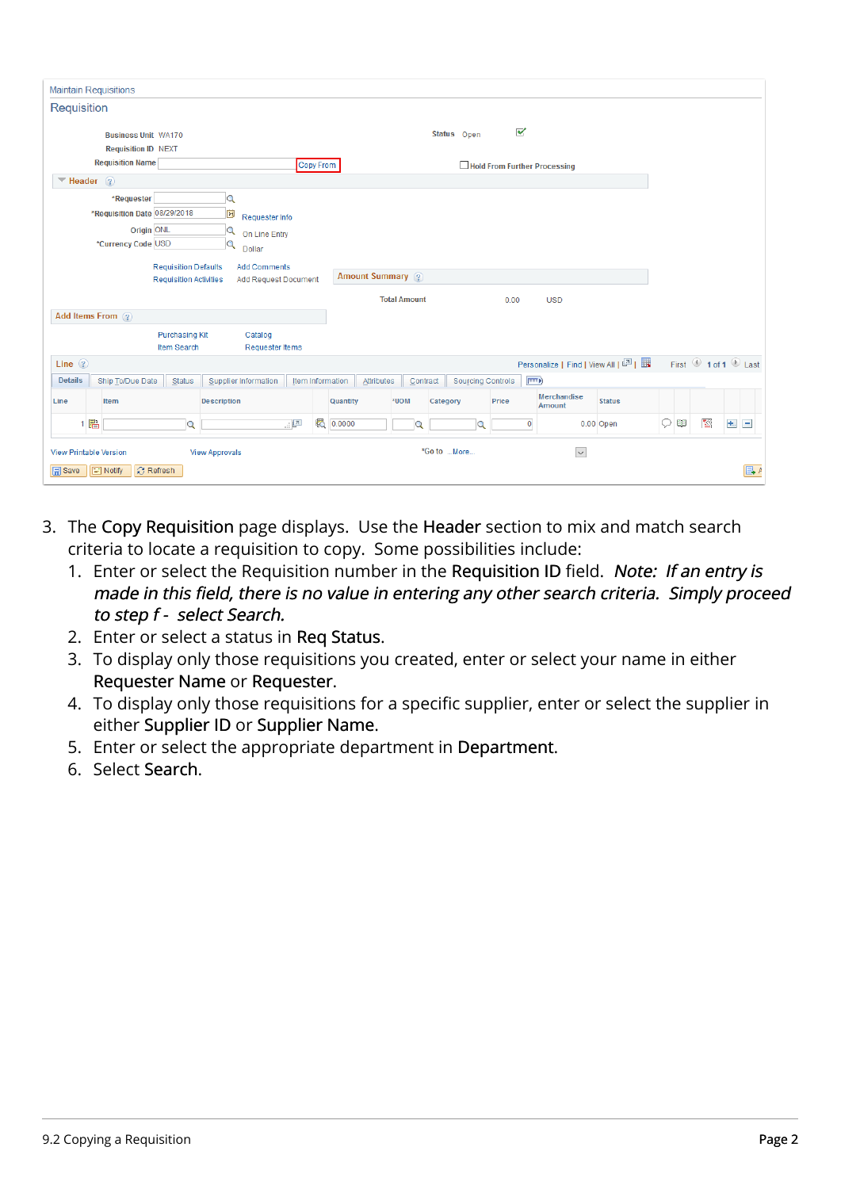3. The **Copy Requisition** page displays. Use the **Header** section to mix and match search criteria to locate a requisition to copy. Some possibilities include:
    1. Enter or select the Requisition number in the **Requisition ID** field. *Note: If an entry is made in this field, there is no value in entering any other search criteria. Simply proceed to step f - select Search.*
    2. Enter or select a status in **Req Status**.
    3. To display only those requisitions you created, enter or select your name in either **Requester Name** or **Requester**.
    4. To display only those requisitions for a specific supplier, enter or select the supplier in either **Supplier ID** or **Supplier Name**.
    5. Enter or select the appropriate department in **Department**.
    6. Select **Search**.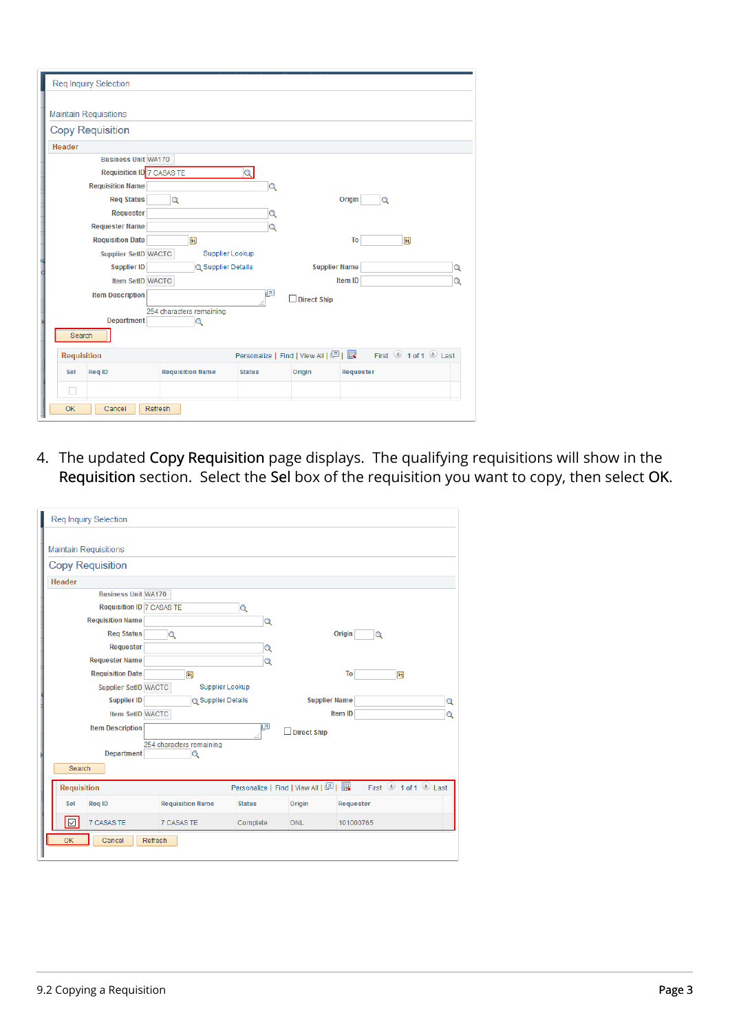4. The updated **Copy Requisition** page displays. The qualifying requisitions will show in the **Requisition** section. Select the **Sel** box of the requisition you want to copy, then select **OK**.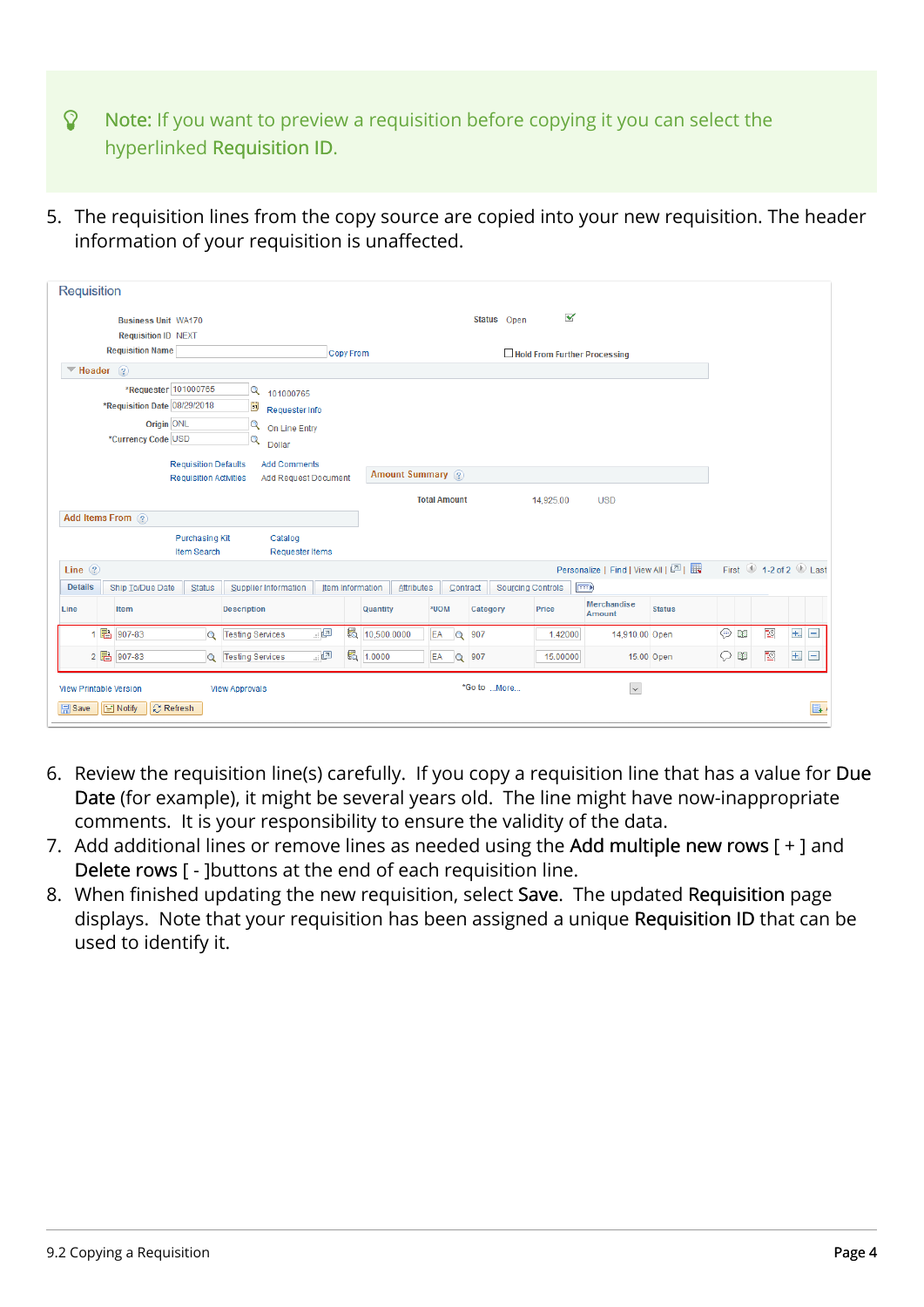> **Note:** If you want to preview a requisition before copying it you can select the hyperlinked **Requisition ID**.

5. The requisition lines from the copy source are copied into your new requisition. The header information of your requisition is unaffected.

6. Review the requisition line(s) carefully. If you copy a requisition line that has a value for **Due Date** (for example), it might be several years old. The line might have now-inappropriate comments. It is your responsibility to ensure the validity of the data.
7. Add additional lines or remove lines as needed using the **Add multiple new rows** [ + ] and **Delete rows** [ - ]buttons at the end of each requisition line.
8. When finished updating the new requisition, select **Save**. The updated **Requisition** page displays. Note that your requisition has been assigned a unique **Requisition ID** that can be used to identify it.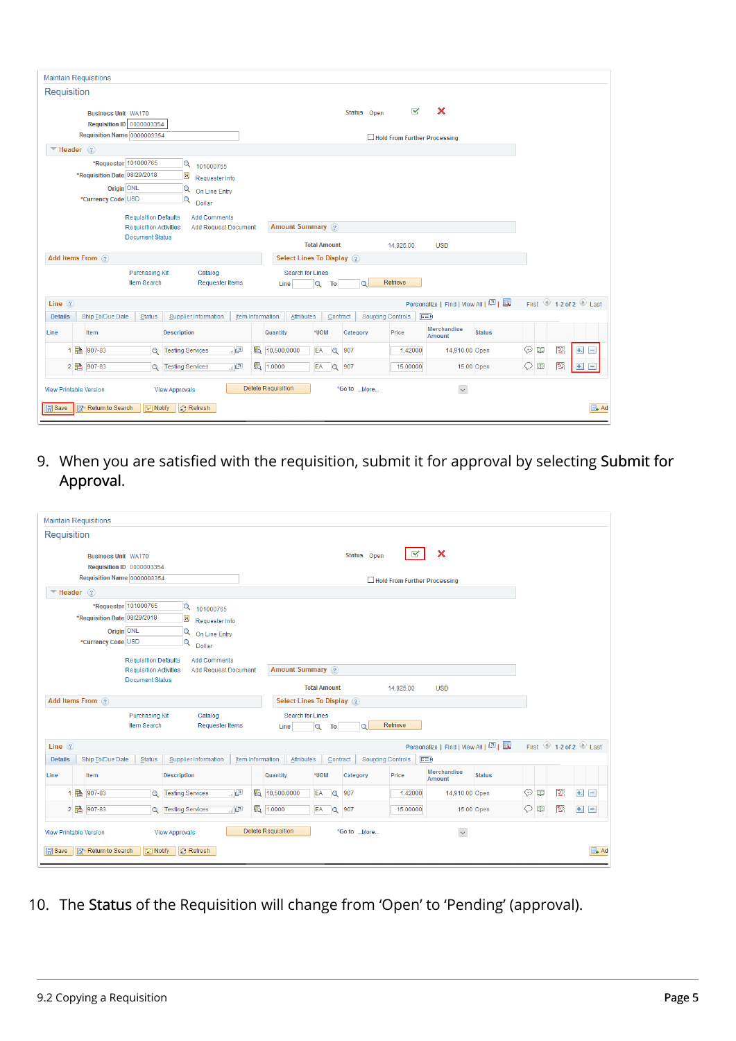9. When you are satisfied with the requisition, submit it for approval by selecting **Submit for Approval**.

10. The **Status** of the Requisition will change from 'Open' to 'Pending' (approval).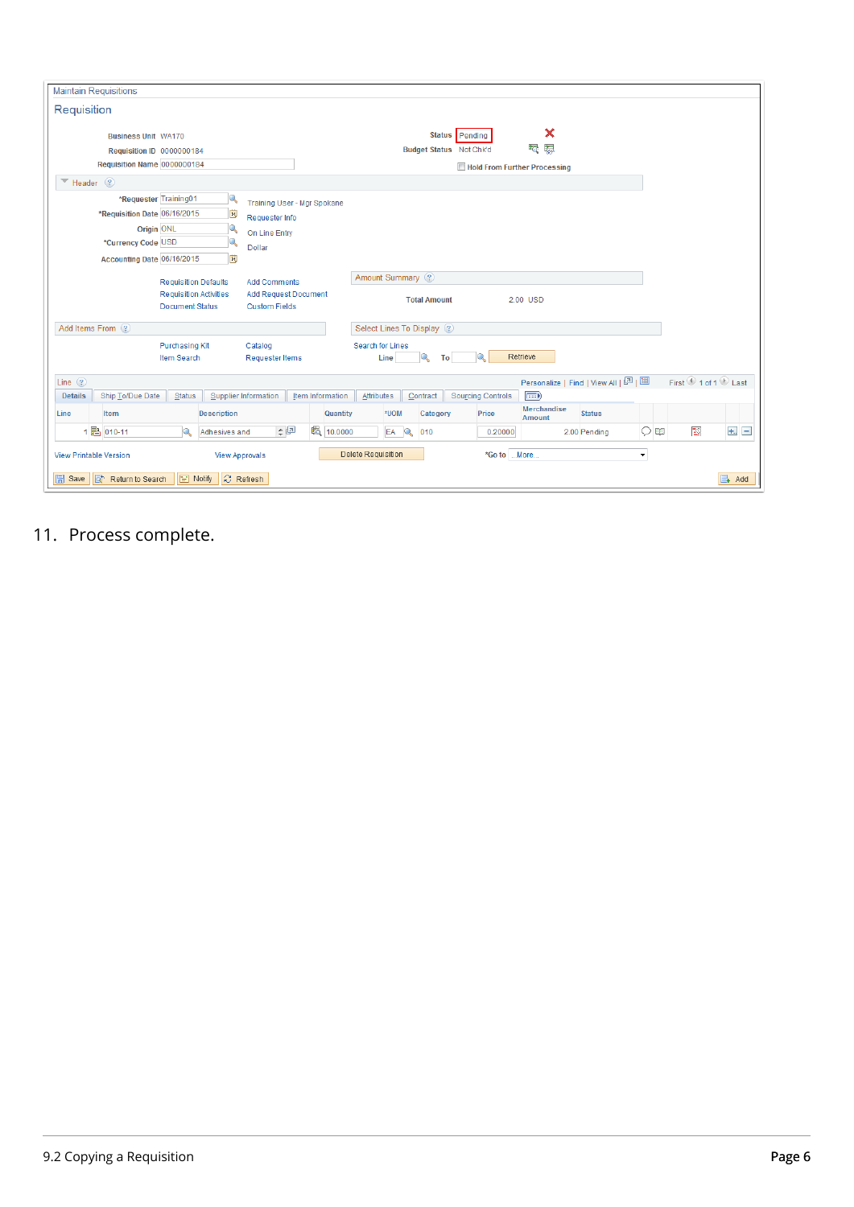11. Process complete.